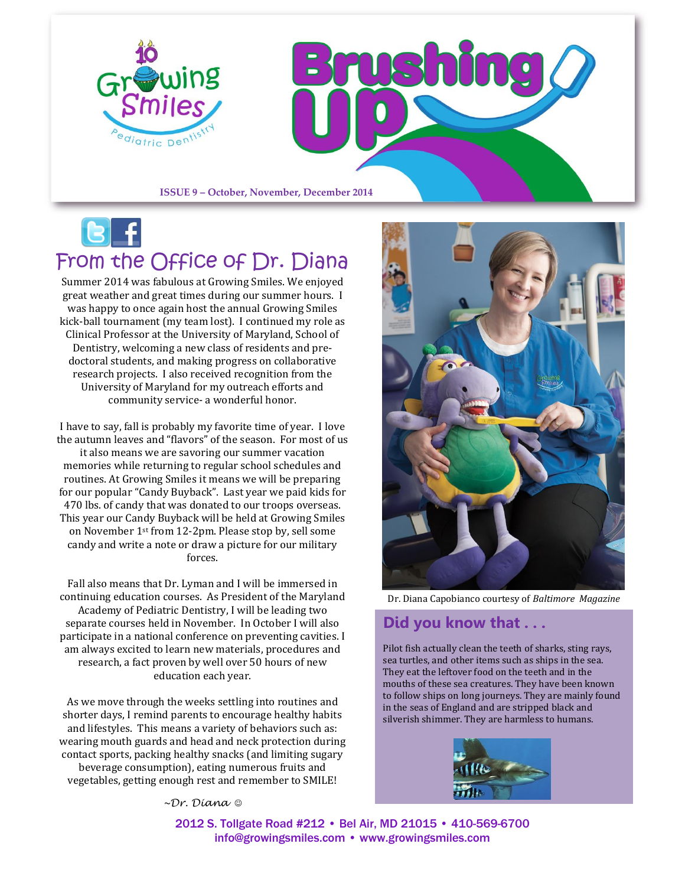# Growing Smiles Pediatric Dentistry

# Brushing Up

**ISSUE 9 – October, November, December 2014**

## From the Office of Dr. Diana

Summer 2014 was fabulous at Growing Smiles. We enjoyed great weather and great times during our summer hours. I was happy to once again host the annual Growing Smiles kick-ball tournament (my team lost). I continued my role as Clinical Professor at the University of Maryland, School of Dentistry, welcoming a new class of residents and pre-doctoral students, and making progress on collaborative research projects. I also received recognition from the University of Maryland for my outreach efforts and community service- a wonderful honor.

I have to say, fall is probably my favorite time of year. I love the autumn leaves and "flavors" of the season. For most of us it also means we are savoring our summer vacation memories while returning to regular school schedules and routines. At Growing Smiles it means we will be preparing for our popular "Candy Buyback". Last year we paid kids for 470 lbs. of candy that was donated to our troops overseas. This year our Candy Buyback will be held at Growing Smiles on November 1st from 12-2pm. Please stop by, sell some candy and write a note or draw a picture for our military forces.

Fall also means that Dr. Lyman and I will be immersed in continuing education courses. As President of the Maryland Academy of Pediatric Dentistry, I will be leading two separate courses held in November. In October I will also participate in a national conference on preventing cavities. I am always excited to learn new materials, procedures and research, a fact proven by well over 50 hours of new education each year.

As we move through the weeks settling into routines and shorter days, I remind parents to encourage healthy habits and lifestyles. This means a variety of behaviors such as: wearing mouth guards and head and neck protection during contact sports, packing healthy snacks (and limiting sugary beverage consumption), eating numerous fruits and vegetables, getting enough rest and remember to SMILE!

*~Dr. Diana ☺*

Dr. Diana Capobianco courtesy of *Baltimore Magazine*

## Did you know that . . .

Pilot fish actually clean the teeth of sharks, sting rays, sea turtles, and other items such as ships in the sea. They eat the leftover food on the teeth and in the mouths of these sea creatures. They have been known to follow ships on long journeys. They are mainly found in the seas of England and are stripped black and silverish shimmer. They are harmless to humans.

2012 S. Tollgate Road #212 • Bel Air, MD 21015 • 410-569-6700
info@growingsmiles.com • www.growingsmiles.com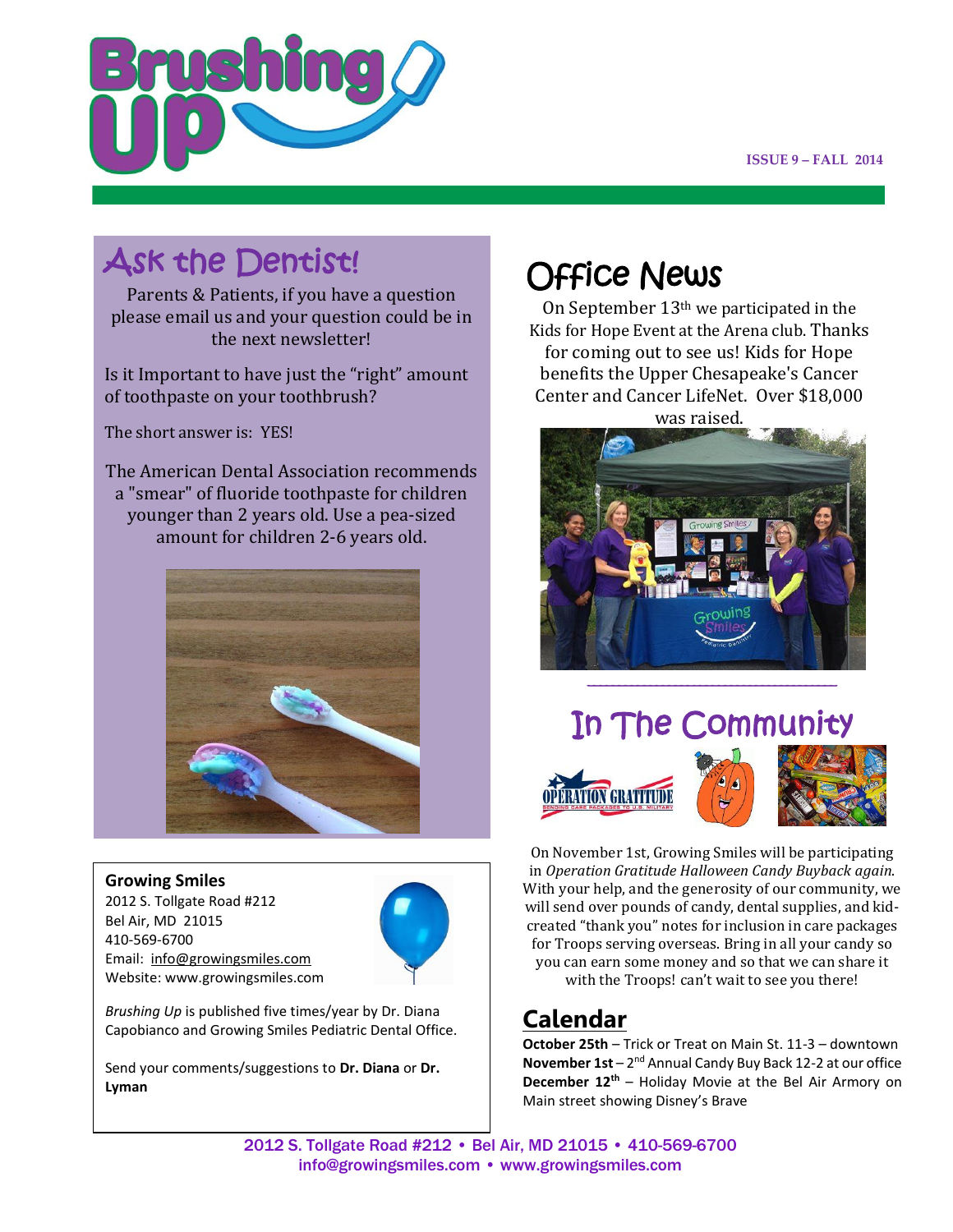# Brushing Up

ISSUE 9 – FALL 2014

## Ask the Dentist!

Parents & Patients, if you have a question please email us and your question could be in the next newsletter!

Is it Important to have just the "right" amount of toothpaste on your toothbrush?

The short answer is: YES!

The American Dental Association recommends a "smear" of fluoride toothpaste for children younger than 2 years old. Use a pea-sized amount for children 2-6 years old.

**Growing Smiles**
2012 S. Tollgate Road #212
Bel Air, MD 21015
410-569-6700
Email: info@growingsmiles.com
Website: www.growingsmiles.com

*Brushing Up* is published five times/year by Dr. Diana Capobianco and Growing Smiles Pediatric Dental Office.

Send your comments/suggestions to **Dr. Diana** or **Dr. Lyman**

## Office News

On September 13th we participated in the Kids for Hope Event at the Arena club. Thanks for coming out to see us! Kids for Hope benefits the Upper Chesapeake's Cancer Center and Cancer LifeNet. Over $18,000 was raised.

## In The Community

On November 1st, Growing Smiles will be participating in *Operation Gratitude Halloween Candy Buyback again.* With your help, and the generosity of our community, we will send over pounds of candy, dental supplies, and kid-created "thank you" notes for inclusion in care packages for Troops serving overseas. Bring in all your candy so you can earn some money and so that we can share it with the Troops! can't wait to see you there!

## Calendar

**October 25th** – Trick or Treat on Main St. 11-3 – downtown
**November 1st** – 2nd Annual Candy Buy Back 12-2 at our office
**December 12th** – Holiday Movie at the Bel Air Armory on Main street showing Disney's Brave

2012 S. Tollgate Road #212 • Bel Air, MD 21015 • 410-569-6700
info@growingsmiles.com • www.growingsmiles.com